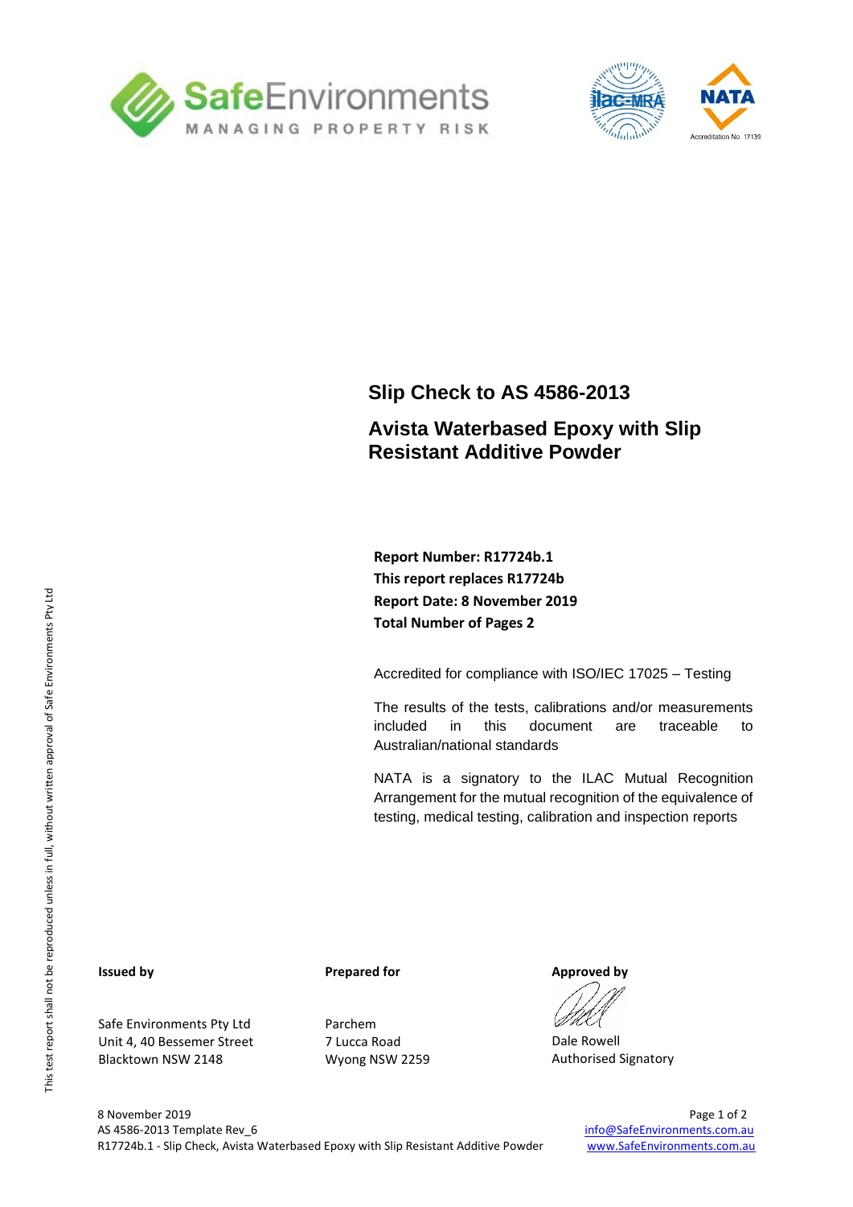# Slip Check to AS 4586-2013

## Avista Waterbased Epoxy with Slip Resistant Additive Powder

**Report Number: R17724b.1**
**This report replaces R17724b**
**Report Date: 8 November 2019**
**Total Number of Pages 2**

Accredited for compliance with ISO/IEC 17025 – Testing

The results of the tests, calibrations and/or measurements included in this document are traceable to Australian/national standards

NATA is a signatory to the ILAC Mutual Recognition Arrangement for the mutual recognition of the equivalence of testing, medical testing, calibration and inspection reports

This test report shall not be reproduced unless in full, without written approval of Safe Environments Pty Ltd

| Issued by | Prepared for | Approved by |
|---|---|---|
| Safe Environments Pty Ltd<br>Unit 4, 40 Bessemer Street<br>Blacktown NSW 2148 | Parchem<br>7 Lucca Road<br>Wyong NSW 2259 | Dale Rowell<br>Authorised Signatory |

8 November 2019
AS 4586-2013 Template Rev_6
R17724b.1 - Slip Check, Avista Waterbased Epoxy with Slip Resistant Additive Powder

info@SafeEnvironments.com.au
www.SafeEnvironments.com.au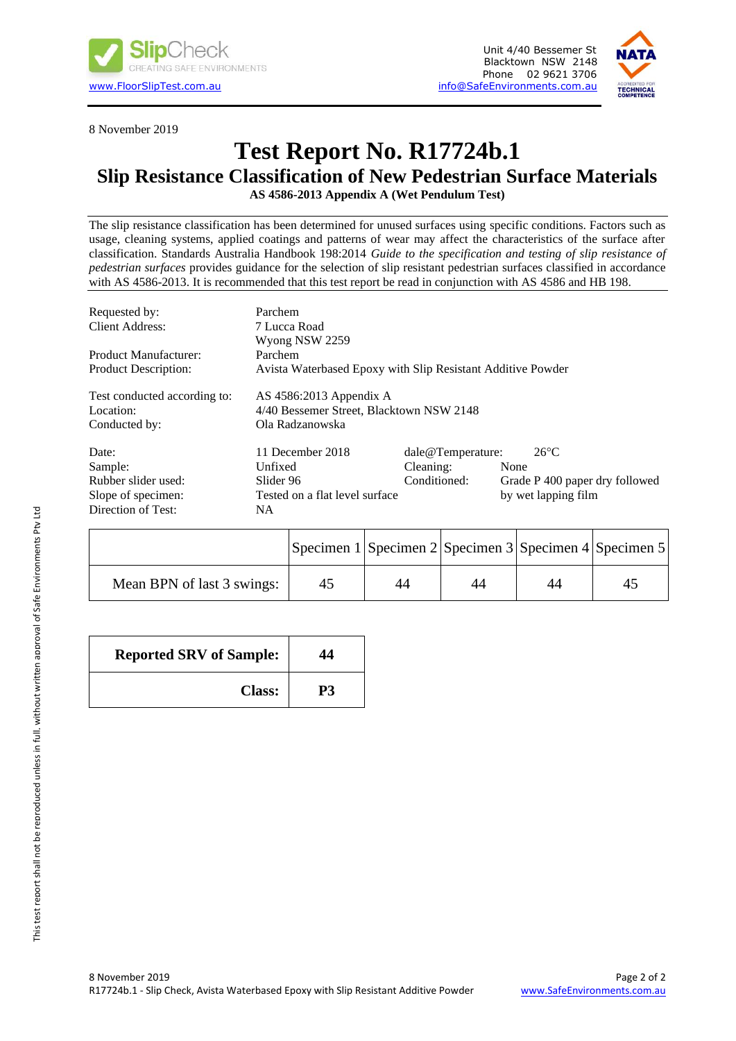SlipCheck
CREATING SAFE ENVIRONMENTS
www.FloorSlipTest.com.au

Unit 4/40 Bessemer St
Blacktown NSW 2148
Phone 02 9621 3706
info@SafeEnvironments.com.au

8 November 2019

# Test Report No. R17724b.1

## Slip Resistance Classification of New Pedestrian Surface Materials

**AS 4586-2013 Appendix A (Wet Pendulum Test)**

The slip resistance classification has been determined for unused surfaces using specific conditions. Factors such as usage, cleaning systems, applied coatings and patterns of wear may affect the characteristics of the surface after classification. Standards Australia Handbook 198:2014 *Guide to the specification and testing of slip resistance of pedestrian surfaces* provides guidance for the selection of slip resistant pedestrian surfaces classified in accordance with AS 4586-2013. It is recommended that this test report be read in conjunction with AS 4586 and HB 198.

| | |
|---|---|
| Requested by: | Parchem |
| Client Address: | 7 Lucca Road<br>Wyong NSW 2259 |
| Product Manufacturer: | Parchem |
| Product Description: | Avista Waterbased Epoxy with Slip Resistant Additive Powder |
| Test conducted according to: | AS 4586:2013 Appendix A |
| Location: | 4/40 Bessemer Street, Blacktown NSW 2148 |
| Conducted by: | Ola Radzanowska |

| | | | |
|---|---|---|---|
| Date: | 11 December 2018 | dale@Temperature: | 26°C |
| Sample: | Unfixed | Cleaning: | None |
| Rubber slider used: | Slider 96 | Conditioned: | Grade P 400 paper dry followed by wet lapping film |
| Slope of specimen: | Tested on a flat level surface | | |
| Direction of Test: | NA | | |

| | Specimen 1 | Specimen 2 | Specimen 3 | Specimen 4 | Specimen 5 |
|---|---|---|---|---|---|
| Mean BPN of last 3 swings: | 45 | 44 | 44 | 44 | 45 |

| | |
|---|---|
| **Reported SRV of Sample:** | **44** |
| **Class:** | **P3** |

This test report shall not be reproduced unless in full, without written approval of Safe Environments Pty Ltd

R17724b.1 - Slip Check, Avista Waterbased Epoxy with Slip Resistant Additive Powder